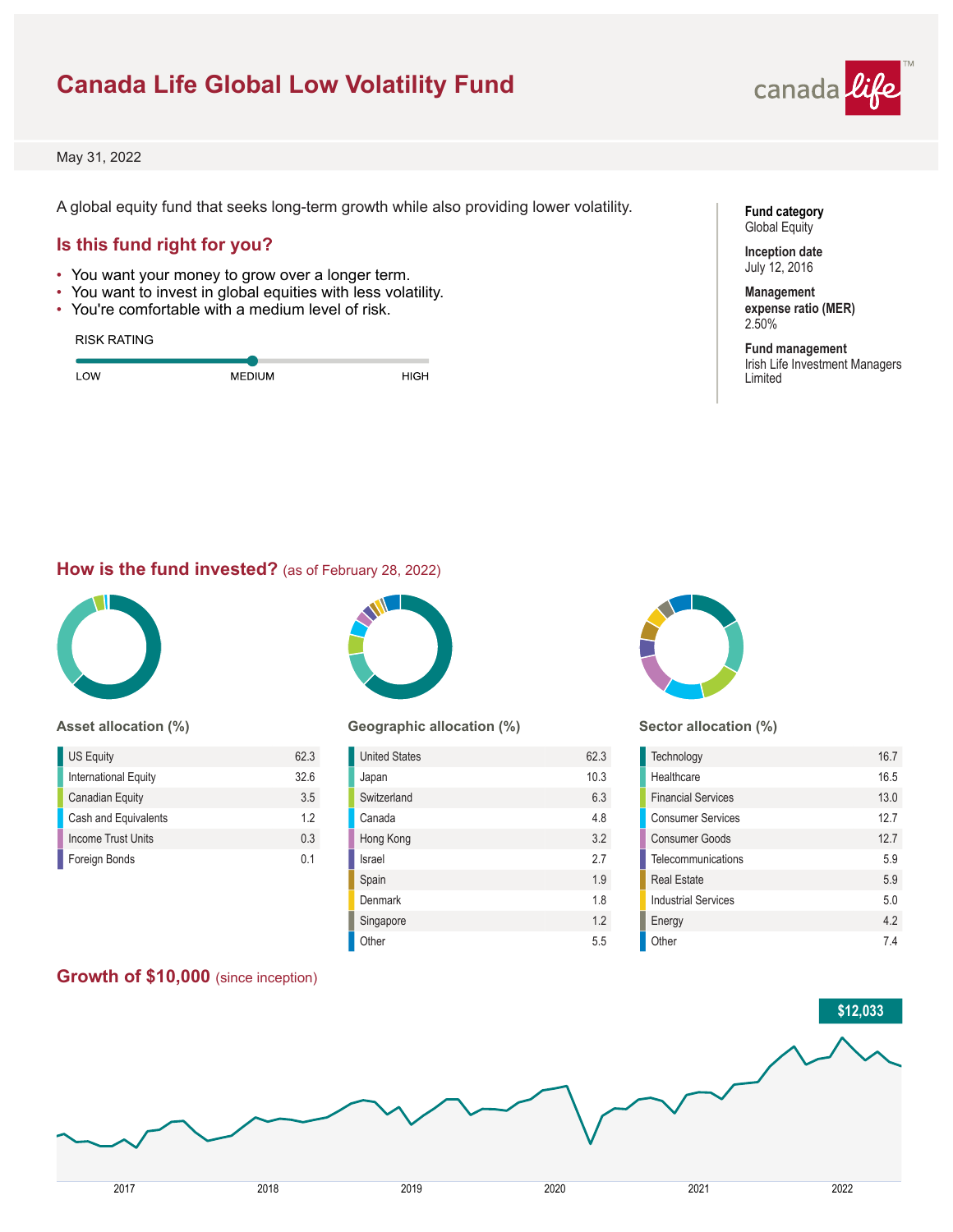# Canada Life Global Low Volatility Fund

May 31, 2022

A global equity fund that seeks long-term growth while also providing lower volatility.

**Fund category**
Global Equity

**Inception date**
July 12, 2016

**Management expense ratio (MER)**
2.50%

**Fund management**
Irish Life Investment Managers Limited

## Is this fund right for you?

- You want your money to grow over a longer term.
- You want to invest in global equities with less volatility.
- You're comfortable with a medium level of risk.

RISK RATING

LOW — MEDIUM — HIGH

## How is the fund invested? (as of February 28, 2022)

### Asset allocation (%)

| Asset | % |
|---|---|
| US Equity | 62.3 |
| International Equity | 32.6 |
| Canadian Equity | 3.5 |
| Cash and Equivalents | 1.2 |
| Income Trust Units | 0.3 |
| Foreign Bonds | 0.1 |

### Geographic allocation (%)

| Country | % |
|---|---|
| United States | 62.3 |
| Japan | 10.3 |
| Switzerland | 6.3 |
| Canada | 4.8 |
| Hong Kong | 3.2 |
| Israel | 2.7 |
| Spain | 1.9 |
| Denmark | 1.8 |
| Singapore | 1.2 |
| Other | 5.5 |

### Sector allocation (%)

| Sector | % |
|---|---|
| Technology | 16.7 |
| Healthcare | 16.5 |
| Financial Services | 13.0 |
| Consumer Services | 12.7 |
| Consumer Goods | 12.7 |
| Telecommunications | 5.9 |
| Real Estate | 5.9 |
| Industrial Services | 5.0 |
| Energy | 4.2 |
| Other | 7.4 |

## Growth of $10,000 (since inception)

$12,033

2017 2018 2019 2020 2021 2022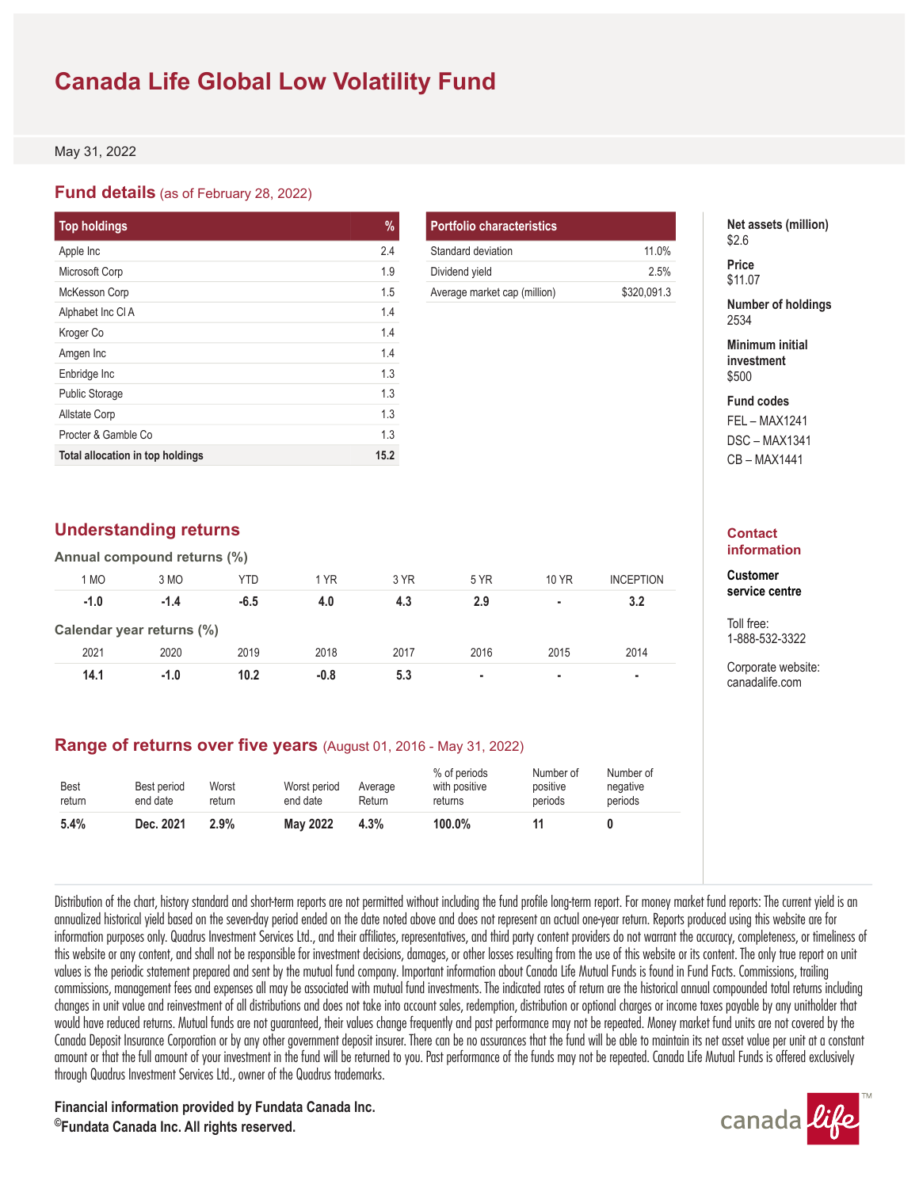# Canada Life Global Low Volatility Fund

May 31, 2022

## Fund details (as of February 28, 2022)

| Top holdings | % |
|---|---|
| Apple Inc | 2.4 |
| Microsoft Corp | 1.9 |
| McKesson Corp | 1.5 |
| Alphabet Inc Cl A | 1.4 |
| Kroger Co | 1.4 |
| Amgen Inc | 1.4 |
| Enbridge Inc | 1.3 |
| Public Storage | 1.3 |
| Allstate Corp | 1.3 |
| Procter & Gamble Co | 1.3 |
| **Total allocation in top holdings** | **15.2** |

| Portfolio characteristics | |
|---|---|
| Standard deviation | 11.0% |
| Dividend yield | 2.5% |
| Average market cap (million) | $320,091.3 |

**Net assets (million)**
$2.6

**Price**
$11.07

**Number of holdings**
2534

**Minimum initial investment**
$500

**Fund codes**
FEL – MAX1241
DSC – MAX1341
CB – MAX1441

## Understanding returns

### Annual compound returns (%)

| 1 MO | 3 MO | YTD | 1 YR | 3 YR | 5 YR | 10 YR | INCEPTION |
|---|---|---|---|---|---|---|---|
| **-1.0** | **-1.4** | **-6.5** | **4.0** | **4.3** | **2.9** | **-** | **3.2** |

### Calendar year returns (%)

| 2021 | 2020 | 2019 | 2018 | 2017 | 2016 | 2015 | 2014 |
|---|---|---|---|---|---|---|---|
| **14.1** | **-1.0** | **10.2** | **-0.8** | **5.3** | **-** | **-** | **-** |

## Range of returns over five years (August 01, 2016 - May 31, 2022)

| Best return | Best period end date | Worst return | Worst period end date | Average Return | % of periods with positive returns | Number of positive periods | Number of negative periods |
|---|---|---|---|---|---|---|---|
| **5.4%** | **Dec. 2021** | **2.9%** | **May 2022** | **4.3%** | **100.0%** | **11** | **0** |

## Contact information

**Customer service centre**

Toll free:
1-888-532-3322

Corporate website:
canadalife.com

Distribution of the chart, history standard and short-term reports are not permitted without including the fund profile long-term report. For money market fund reports: The current yield is an annualized historical yield based on the seven-day period ended on the date noted above and does not represent an actual one-year return. Reports produced using this website are for information purposes only. Quadrus Investment Services Ltd., and their affiliates, representatives, and third party content providers do not warrant the accuracy, completeness, or timeliness of this website or any content, and shall not be responsible for investment decisions, damages, or other losses resulting from the use of this website or its content. The only true report on unit values is the periodic statement prepared and sent by the mutual fund company. Important information about Canada Life Mutual Funds is found in Fund Facts. Commissions, trailing commissions, management fees and expenses all may be associated with mutual fund investments. The indicated rates of return are the historical annual compounded total returns including changes in unit value and reinvestment of all distributions and does not take into account sales, redemption, distribution or optional charges or income taxes payable by any unitholder that would have reduced returns. Mutual funds are not guaranteed, their values change frequently and past performance may not be repeated. Money market fund units are not covered by the Canada Deposit Insurance Corporation or by any other government deposit insurer. There can be no assurances that the fund will be able to maintain its net asset value per unit at a constant amount or that the full amount of your investment in the fund will be returned to you. Past performance of the funds may not be repeated. Canada Life Mutual Funds is offered exclusively through Quadrus Investment Services Ltd., owner of the Quadrus trademarks.

**Financial information provided by Fundata Canada Inc.**
**©Fundata Canada Inc. All rights reserved.**

canada life™